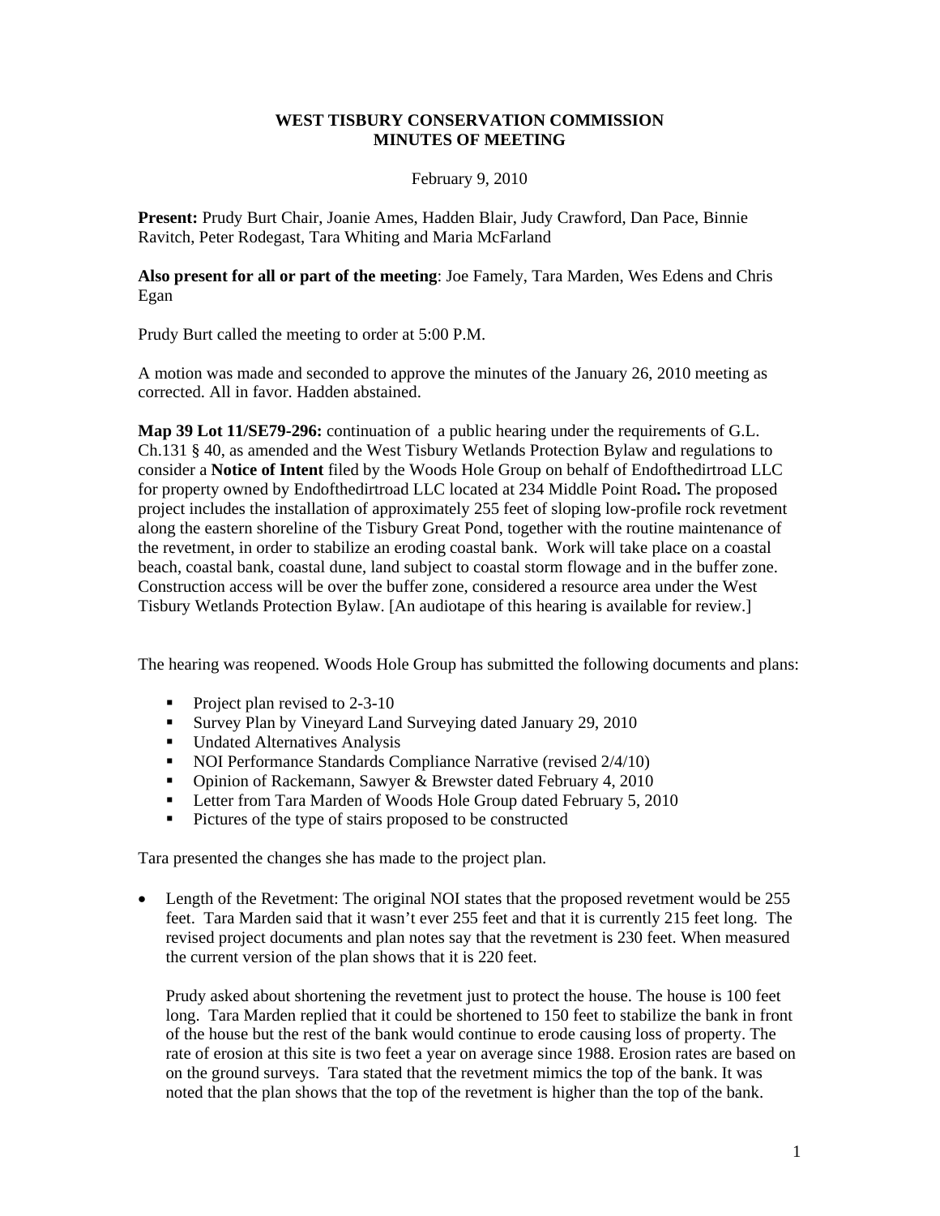**WEST TISBURY CONSERVATION COMMISSION**
**MINUTES OF MEETING**

February 9, 2010

**Present:** Prudy Burt Chair, Joanie Ames, Hadden Blair, Judy Crawford, Dan Pace, Binnie Ravitch, Peter Rodegast, Tara Whiting and Maria McFarland

**Also present for all or part of the meeting**: Joe Famely, Tara Marden, Wes Edens and Chris Egan

Prudy Burt called the meeting to order at 5:00 P.M.

A motion was made and seconded to approve the minutes of the January 26, 2010 meeting as corrected. All in favor. Hadden abstained.

**Map 39 Lot 11/SE79-296:** continuation of a public hearing under the requirements of G.L. Ch.131 § 40, as amended and the West Tisbury Wetlands Protection Bylaw and regulations to consider a **Notice of Intent** filed by the Woods Hole Group on behalf of Endofthedirtroad LLC for property owned by Endofthedirtroad LLC located at 234 Middle Point Road**.** The proposed project includes the installation of approximately 255 feet of sloping low-profile rock revetment along the eastern shoreline of the Tisbury Great Pond, together with the routine maintenance of the revetment, in order to stabilize an eroding coastal bank. Work will take place on a coastal beach, coastal bank, coastal dune, land subject to coastal storm flowage and in the buffer zone. Construction access will be over the buffer zone, considered a resource area under the West Tisbury Wetlands Protection Bylaw. [An audiotape of this hearing is available for review.]

The hearing was reopened. Woods Hole Group has submitted the following documents and plans:

- Project plan revised to 2-3-10
- Survey Plan by Vineyard Land Surveying dated January 29, 2010
- Undated Alternatives Analysis
- NOI Performance Standards Compliance Narrative (revised 2/4/10)
- Opinion of Rackemann, Sawyer & Brewster dated February 4, 2010
- Letter from Tara Marden of Woods Hole Group dated February 5, 2010
- Pictures of the type of stairs proposed to be constructed

Tara presented the changes she has made to the project plan.

- Length of the Revetment: The original NOI states that the proposed revetment would be 255 feet. Tara Marden said that it wasn't ever 255 feet and that it is currently 215 feet long. The revised project documents and plan notes say that the revetment is 230 feet. When measured the current version of the plan shows that it is 220 feet.

  Prudy asked about shortening the revetment just to protect the house. The house is 100 feet long. Tara Marden replied that it could be shortened to 150 feet to stabilize the bank in front of the house but the rest of the bank would continue to erode causing loss of property. The rate of erosion at this site is two feet a year on average since 1988. Erosion rates are based on on the ground surveys. Tara stated that the revetment mimics the top of the bank. It was noted that the plan shows that the top of the revetment is higher than the top of the bank.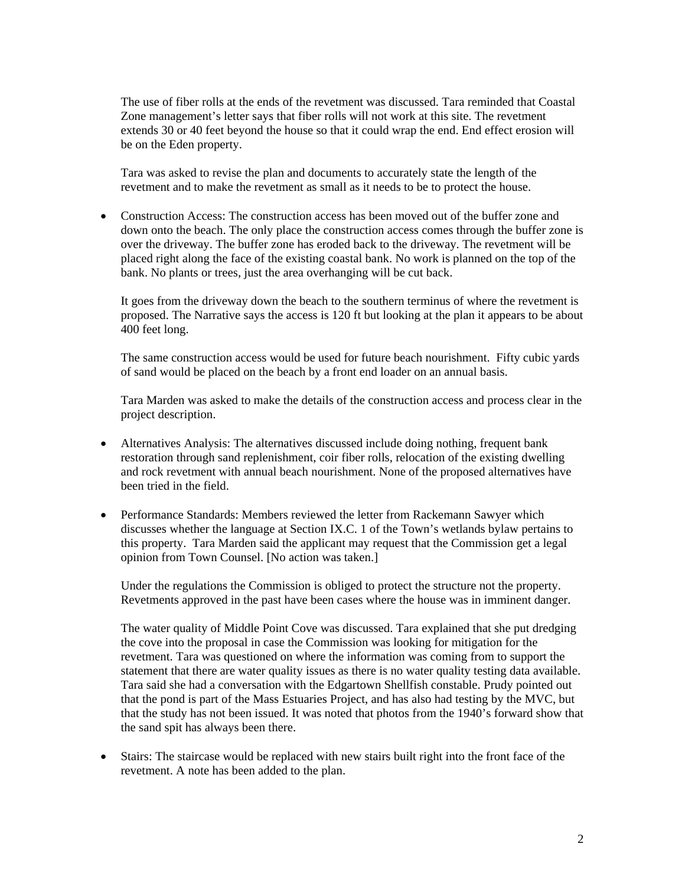The use of fiber rolls at the ends of the revetment was discussed. Tara reminded that Coastal Zone management's letter says that fiber rolls will not work at this site. The revetment extends 30 or 40 feet beyond the house so that it could wrap the end. End effect erosion will be on the Eden property.

Tara was asked to revise the plan and documents to accurately state the length of the revetment and to make the revetment as small as it needs to be to protect the house.

- Construction Access: The construction access has been moved out of the buffer zone and down onto the beach. The only place the construction access comes through the buffer zone is over the driveway. The buffer zone has eroded back to the driveway. The revetment will be placed right along the face of the existing coastal bank. No work is planned on the top of the bank. No plants or trees, just the area overhanging will be cut back.

  It goes from the driveway down the beach to the southern terminus of where the revetment is proposed. The Narrative says the access is 120 ft but looking at the plan it appears to be about 400 feet long.

  The same construction access would be used for future beach nourishment. Fifty cubic yards of sand would be placed on the beach by a front end loader on an annual basis.

  Tara Marden was asked to make the details of the construction access and process clear in the project description.

- Alternatives Analysis: The alternatives discussed include doing nothing, frequent bank restoration through sand replenishment, coir fiber rolls, relocation of the existing dwelling and rock revetment with annual beach nourishment. None of the proposed alternatives have been tried in the field.

- Performance Standards: Members reviewed the letter from Rackemann Sawyer which discusses whether the language at Section IX.C. 1 of the Town's wetlands bylaw pertains to this property. Tara Marden said the applicant may request that the Commission get a legal opinion from Town Counsel. [No action was taken.]

  Under the regulations the Commission is obliged to protect the structure not the property. Revetments approved in the past have been cases where the house was in imminent danger.

  The water quality of Middle Point Cove was discussed. Tara explained that she put dredging the cove into the proposal in case the Commission was looking for mitigation for the revetment. Tara was questioned on where the information was coming from to support the statement that there are water quality issues as there is no water quality testing data available. Tara said she had a conversation with the Edgartown Shellfish constable. Prudy pointed out that the pond is part of the Mass Estuaries Project, and has also had testing by the MVC, but that the study has not been issued. It was noted that photos from the 1940's forward show that the sand spit has always been there.

- Stairs: The staircase would be replaced with new stairs built right into the front face of the revetment. A note has been added to the plan.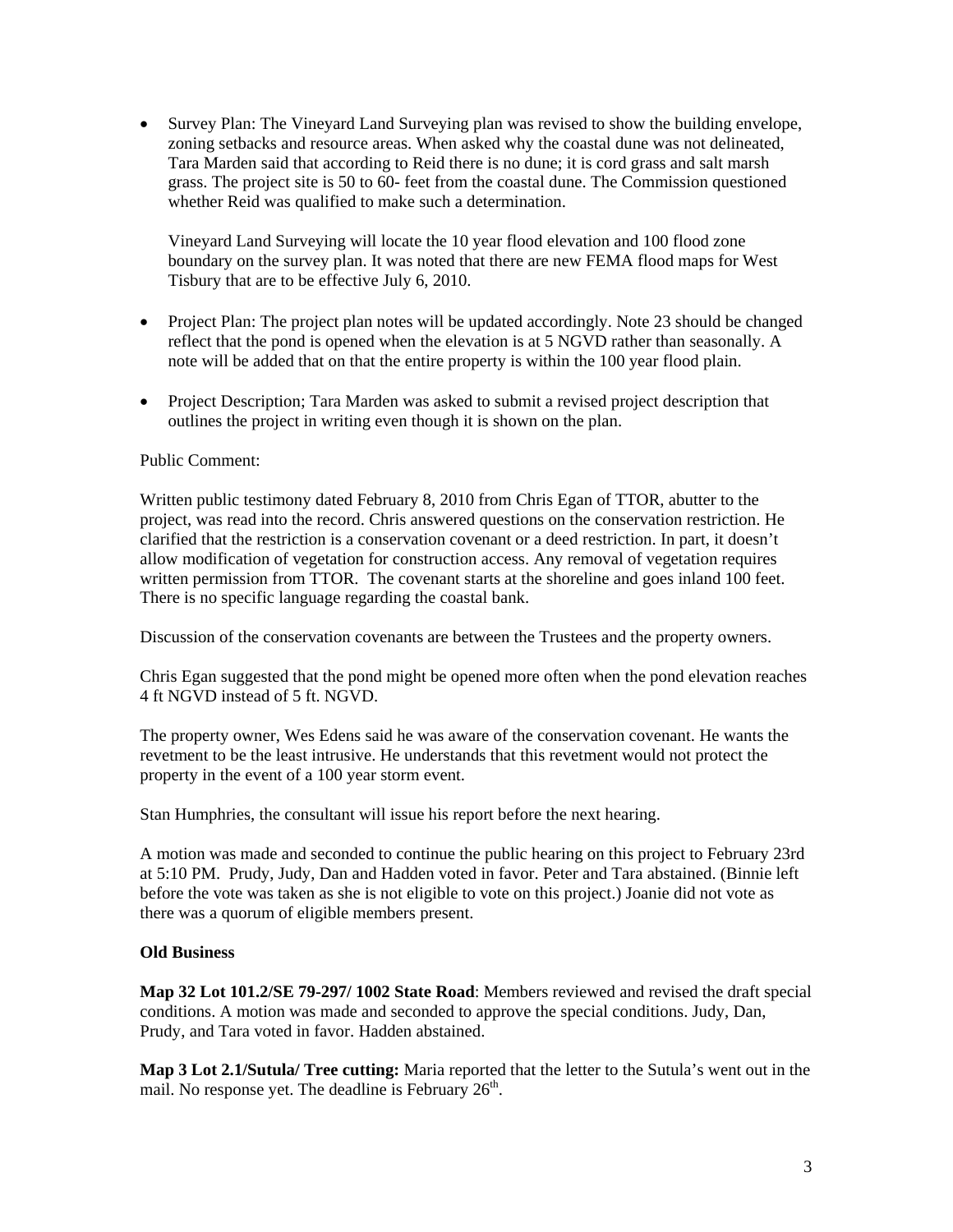- Survey Plan: The Vineyard Land Surveying plan was revised to show the building envelope, zoning setbacks and resource areas. When asked why the coastal dune was not delineated, Tara Marden said that according to Reid there is no dune; it is cord grass and salt marsh grass. The project site is 50 to 60- feet from the coastal dune. The Commission questioned whether Reid was qualified to make such a determination.

  Vineyard Land Surveying will locate the 10 year flood elevation and 100 flood zone boundary on the survey plan. It was noted that there are new FEMA flood maps for West Tisbury that are to be effective July 6, 2010.

- Project Plan: The project plan notes will be updated accordingly. Note 23 should be changed reflect that the pond is opened when the elevation is at 5 NGVD rather than seasonally. A note will be added that on that the entire property is within the 100 year flood plain.

- Project Description; Tara Marden was asked to submit a revised project description that outlines the project in writing even though it is shown on the plan.

Public Comment:

Written public testimony dated February 8, 2010 from Chris Egan of TTOR, abutter to the project, was read into the record. Chris answered questions on the conservation restriction. He clarified that the restriction is a conservation covenant or a deed restriction. In part, it doesn't allow modification of vegetation for construction access. Any removal of vegetation requires written permission from TTOR. The covenant starts at the shoreline and goes inland 100 feet. There is no specific language regarding the coastal bank.

Discussion of the conservation covenants are between the Trustees and the property owners.

Chris Egan suggested that the pond might be opened more often when the pond elevation reaches 4 ft NGVD instead of 5 ft. NGVD.

The property owner, Wes Edens said he was aware of the conservation covenant. He wants the revetment to be the least intrusive. He understands that this revetment would not protect the property in the event of a 100 year storm event.

Stan Humphries, the consultant will issue his report before the next hearing.

A motion was made and seconded to continue the public hearing on this project to February 23rd at 5:10 PM. Prudy, Judy, Dan and Hadden voted in favor. Peter and Tara abstained. (Binnie left before the vote was taken as she is not eligible to vote on this project.) Joanie did not vote as there was a quorum of eligible members present.

**Old Business**

**Map 32 Lot 101.2/SE 79-297/ 1002 State Road**: Members reviewed and revised the draft special conditions. A motion was made and seconded to approve the special conditions. Judy, Dan, Prudy, and Tara voted in favor. Hadden abstained.

**Map 3 Lot 2.1/Sutula/ Tree cutting:** Maria reported that the letter to the Sutula's went out in the mail. No response yet. The deadline is February 26th.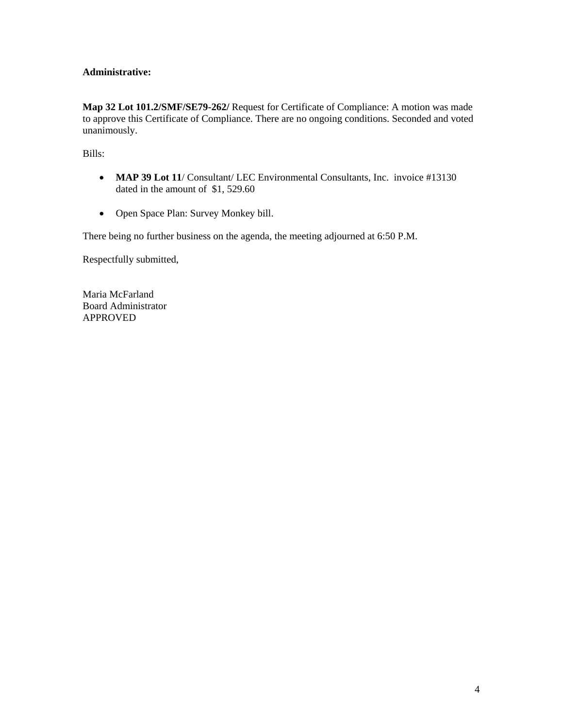**Administrative:**

**Map 32 Lot 101.2/SMF/SE79-262/** Request for Certificate of Compliance: A motion was made to approve this Certificate of Compliance. There are no ongoing conditions. Seconded and voted unanimously.

Bills:

- **MAP 39 Lot 11**/ Consultant/ LEC Environmental Consultants, Inc. invoice #13130 dated in the amount of $1, 529.60

- Open Space Plan: Survey Monkey bill.

There being no further business on the agenda, the meeting adjourned at 6:50 P.M.

Respectfully submitted,

Maria McFarland
Board Administrator
APPROVED